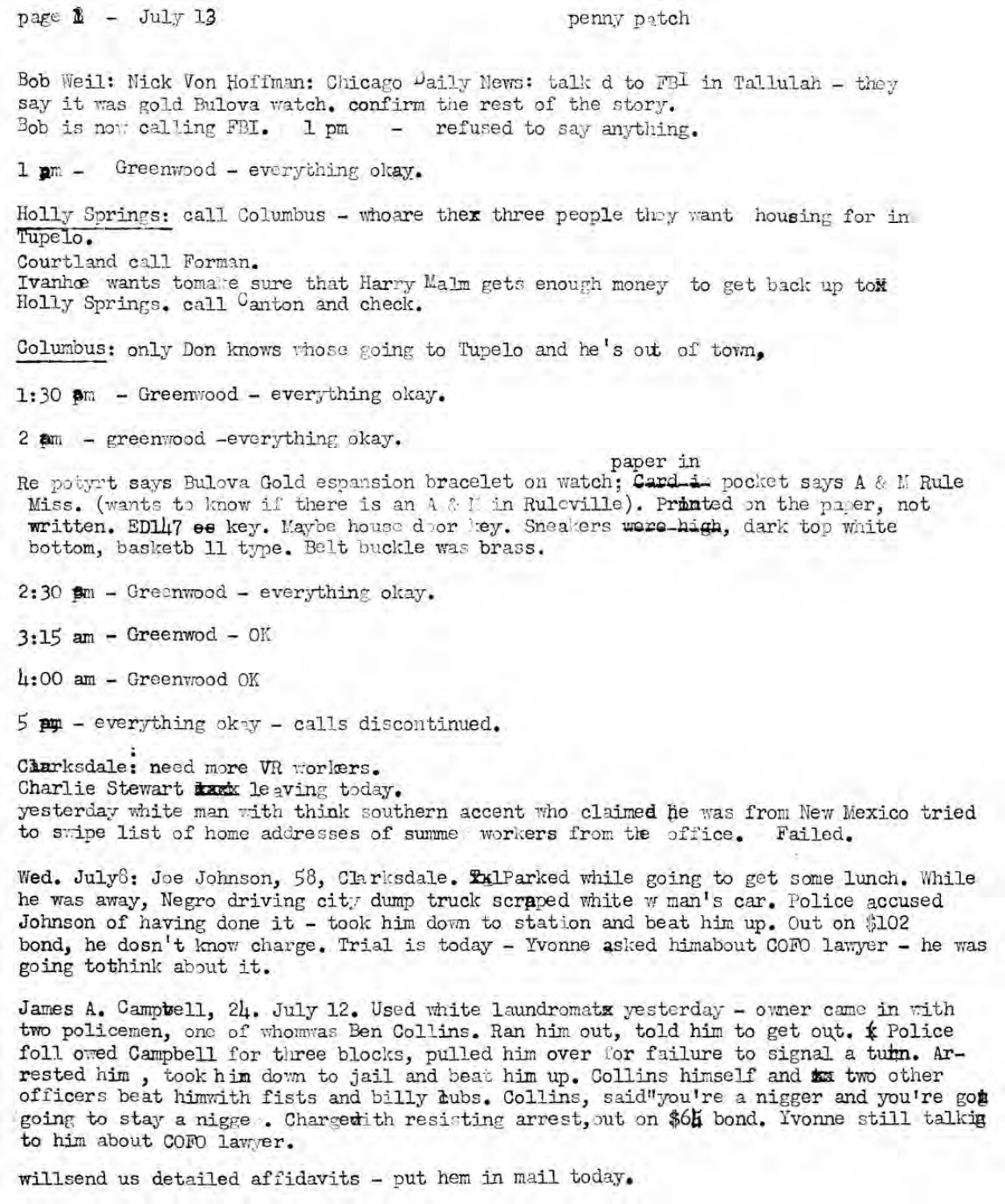page 1 - July 13 penny patch

Bob Weil: Nick Von Hoffman: Chicago Daily News: talked to FBI in Tallulah - they say it was gold Bulova watch. confirm the rest of the story.
Bob is now calling FBI. 1 pm - refused to say anything.

1 pm - Greenwood - everything okay.

Holly Springs: call Columbus - who are the three people they want housing for in Tupelo.
Courtland call Forman.
Ivanhoe wants to make sure that Harry Malm gets enough money to get back up to Holly Springs. call Canton and check.

Columbus: only Don knows whose going to Tupelo and he's out of town,

1:30 pm - Greenwood - everything okay.

2 am - greenwood -everything okay.

Re potyrt says Bulova Gold espansion bracelet on watch; paper in pocket says A & M Rule Miss. (wants to know if there is an A & M in Ruleville). Printed on the paper, not written. ED147 on key. Maybe house door key. Sneakers, dark top white bottom, basketb 11 type. Belt buckle was brass.

2:30 am - Greenwood - everything okay.

3:15 am - Greenwod - OK

4:00 am - Greenwood OK

5 am - everything okay - calls discontinued.

Clarksdale: need more VR workers.
Charlie Stewart leaving today.
yesterday white man with think southern accent who claimed he was from New Mexico tried to swipe list of home addresses of summer workers from the office. Failed.

Wed. July 8: Joe Johnson, 58, Clarksdale. Parked while going to get some lunch. While he was away, Negro driving city dump truck scraped white w man's car. Police accused Johnson of having done it - took him down to station and beat him up. Out on $102 bond, he dosn't know charge. Trial is today - Yvonne asked him about COFO lawyer - he was going to think about it.

James A. Campbell, 24. July 12. Used white laundromat yesterday - owner came in with two policemen, one of whom was Ben Collins. Ran him out, told him to get out. Police followed Campbell for three blocks, pulled him over for failure to signal a turn. Arrested him , took him down to jail and beat him up. Collins himself and two other officers beat him with fists and billy clubs. Collins, said "you're a nigger and you're going going to stay a nigger. Charged with resisting arrest, out on $64 bond. Yvonne still talking to him about COFO lawyer.

will send us detailed affidavits - put them in mail today.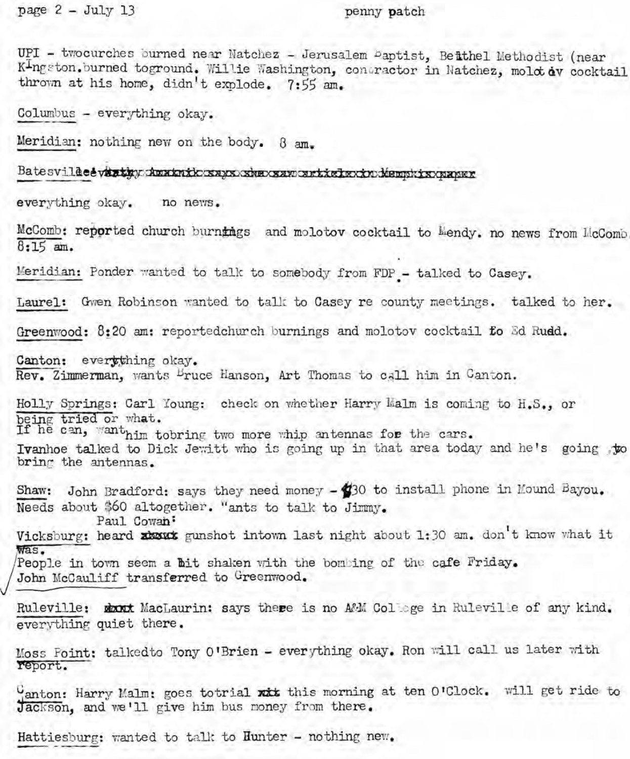UPI - twocurches burned near Natchez - Jerusalem Baptist, Beithel Methodist (near Kingston.burned toground. Willie Washington, contractor in Natchez, molotov cocktail thrown at his home, didn't explode. 7:55 am.

Columbus - everything okay.

Meridian: nothing new on the body. 8 am.

Batesville: ~~Kathy Amatnik says she saw article in Memphis paper~~

everything okay. no news.

McComb: reported church burnings and molotov cocktail to Mendy. no news from McComb. 8:15 am.

Meridian: Ponder wanted to talk to somebody from FDP - talked to Casey.

Laurel: Gwen Robinson wanted to talk to Casey re county meetings. talked to her.

Greenwood: 8:20 am: reportedchurch burnings and molotov cocktail to Ed Rudd.

Canton: everything okay.
Rev. Zimmerman, wants Bruce Hanson, Art Thomas to call him in Canton.

Holly Springs: Carl Young: check on whether Harry Malm is coming to H.S., or being tried or what.
If he can, want him tobring two more whip antennas for the cars.
Ivanhoe talked to Dick Jewitt who is going up in that area today and he's going to bring the antennas.

Shaw: John Bradford: says they need money - $30 to install phone in Mound Bayou. Needs about $60 altogether. Wants to talk to Jimmy.
Paul Cowan:
Vicksburg: heard ~~about~~ gunshot intown last night about 1:30 am. don't know what it was.
People in town seem a bit shaken with the bombing of the cafe Friday.
John McCauliff transferred to Greenwood.

Ruleville: ~~about~~ MacLaurin: says there is no A&M College in Ruleville of any kind. everything quiet there.

Moss Point: talkedto Tony O'Brien - everything okay. Ron will call us later with report.

Canton: Harry Malm: goes totrial ~~xxx~~ this morning at ten O'Clock. will get ride to Jackson, and we'll give him bus money from there.

Hattiesburg: wanted to talk to Hunter - nothing new.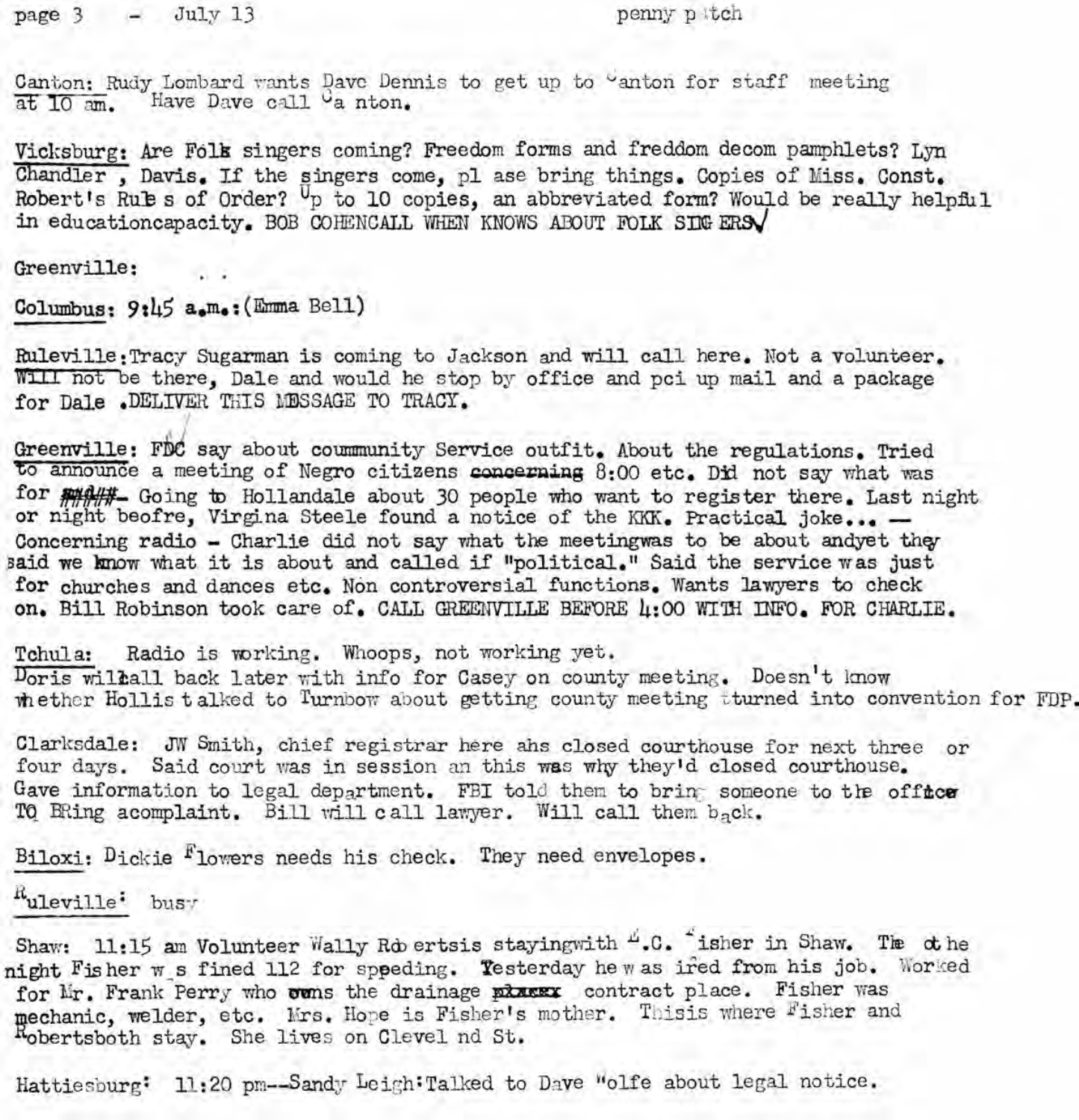Canton: Rudy Lombard wants Dave Dennis to get up to Canton for staff meeting at 10 am. Have Dave call Canton.

Vicksburg: Are Folk singers coming? Freedom forms and freddom decom pamphlets? Lyn Chandler , Davis. If the singers come, pl ase bring things. Copies of Miss. Const. Robert's Rules of Order? Up to 10 copies, an abbreviated form? Would be really helpful in educationcapacity. BOB COHENCALL WHEN KNOWS ABOUT FOLK SINGERS✓

Greenville: . .

Columbus: 9:45 a.m.:(Emma Bell)

Ruleville: Tracy Sugarman is coming to Jackson and will call here. Not a volunteer. Will not be there, Dale and would he stop by office and pci up mail and a package for Dale .DELIVER THIS MESSAGE TO TRACY.

Greenville: FDC say about coummunity Service outfit. About the regulations. Tried to announce a meeting of Negro citizens ~~concerning~~ 8:00 etc. Did not say what was for ####- Going to Hollandale about 30 people who want to register there. Last night or night beofre, Virgina Steele found a notice of the KKK. Practical joke... — Concerning radio - Charlie did not say what the meetingwas to be about andyet they said we know what it is about and called if "political." Said the service was just for churches and dances etc. Non controversial functions. Wants lawyers to check on. Bill Robinson took care of. CALL GREENVILLE BEFORE 4:00 WITH INFO. FOR CHARLIE.

Tchula: Radio is working. Whoops, not working yet.
Doris willcall back later with info for Casey on county meeting. Doesn't know whether Hollis talked to Turnbow about getting county meeting turned into convention for FDP.

Clarksdale: JW Smith, chief registrar here ahs closed courthouse for next three or four days. Said court was in session an this was why they'd closed courthouse. Gave information to legal department. FBI told them to bring someone to the office TO BRing acomplaint. Bill will call lawyer. Will call them back.

Biloxi: Dickie Flowers needs his check. They need envelopes.

Ruleville: busy

Shaw: 11:15 am Volunteer Wally Robertsis stayingwith E.C. Fisher in Shaw. The othe night Fisher w s fined 112 for sppeding. Yesterday he was ired from his job. Worked for Mr. Frank Perry who owns the drainage ~~place~~ contract place. Fisher was mechanic, welder, etc. Mrs. Hope is Fisher's mother. Thisis where Fisher and Robertsboth stay. She lives on Clevel nd St.

Hattiesburg: 11:20 pm--Sandy Leigh: Talked to Dave Wolfe about legal notice.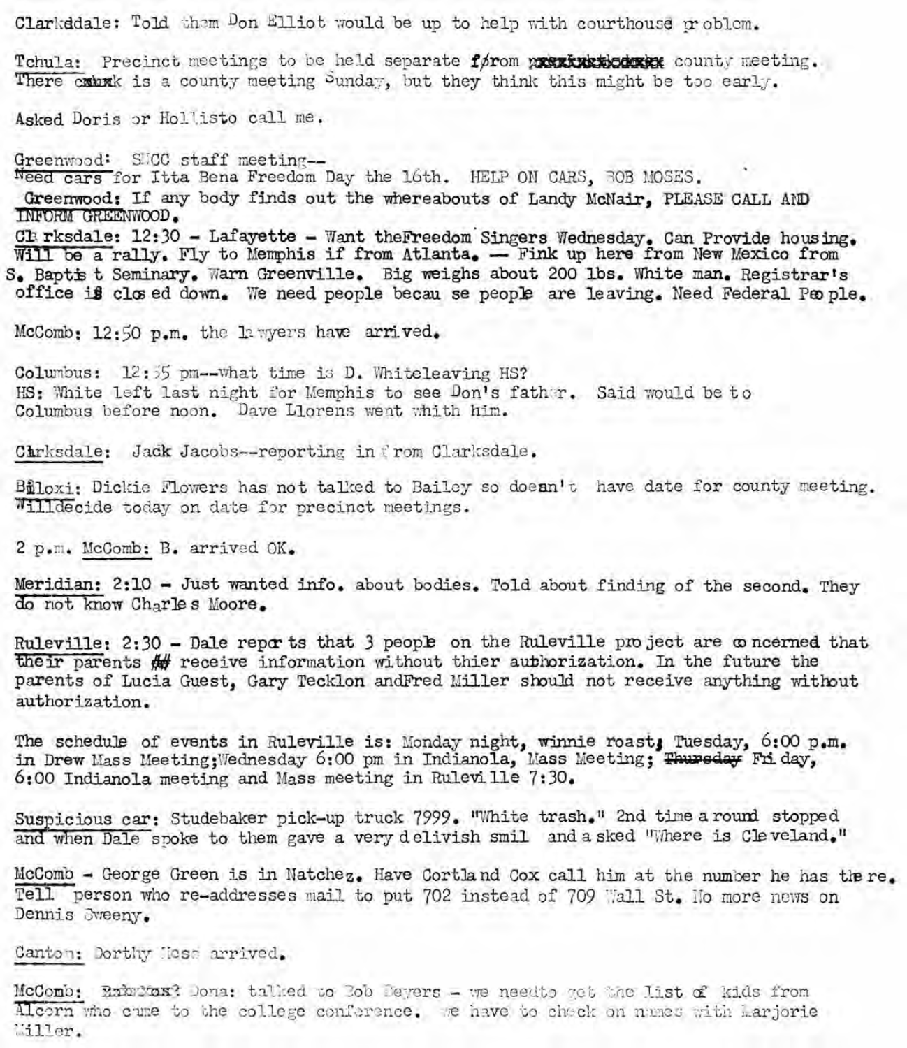Clarksdale: Told them Don Elliot would be up to help with courthouse problem.

Tchula: Precinct meetings to be held separate from county meeting. There is a county meeting Sunday, but they think this might be too early.

Asked Doris or Hollisto call me.

Greenwood: SNCC staff meeting--
Need cars for Itta Bena Freedom Day the 16th. HELP ON CARS, BOB MOSES.
Greenwood: If any body finds out the whereabouts of Landy McNair, PLEASE CALL AND INFORM GREENWOOD.
Clarksdale: 12:30 - Lafayette - Want the Freedom Singers Wednesday. Can Provide housing. Will be a rally. Fly to Memphis if from Atlanta. — Fink up here from New Mexico from S. Baptist Seminary. Warn Greenville. Big weighs about 200 lbs. White man. Registrar's office is closed down. We need people because people are leaving. Need Federal People.

McComb: 12:50 p.m. the lawyers have arrived.

Columbus: 12:55 pm--What time is D. White leaving HS?
HS: White left last night for Memphis to see Don's father. Said would be to Columbus before noon. Dave Llorens went whith him.

Clarksdale: Jack Jacobs--reporting in from Clarksdale.

Biloxi: Dickie Flowers has not talked to Bailey so doesn't have date for county meeting. Will decide today on date for precinct meetings.

2 p.m. McComb: B. arrived OK.

Meridian: 2:10 - Just wanted info. about bodies. Told about finding of the second. They do not know Charles Moore.

Ruleville: 2:30 - Dale reports that 3 people on the Ruleville project are concerned that their parents receive information without thier authorization. In the future the parents of Lucia Guest, Gary Tecklon and Fred Miller should not receive anything without authorization.

The schedule of events in Ruleville is: Monday night, winnie roast; Tuesday, 6:00 p.m. in Drew Mass Meeting; Wednesday 6:00 pm in Indianola, Mass Meeting; ~~Thursday~~ Friday, 6:00 Indianola meeting and Mass meeting in Ruleville 7:30.

Suspicious car: Studebaker pick-up truck 7999. "White trash." 2nd time around stopped and when Dale spoke to them gave a very delivish smil and asked "Where is Cleveland."

McComb - George Green is in Natchez. Have Cortland Cox call him at the number he has there. Tell person who re-addresses mail to put 702 instead of 709 Wall St. No more news on Dennis Sweeny.

Canton: Dorthy Hess arrived.

McComb: Dona: talked to Bob Beyers - we needto get the list of kids from Alcorn who came to the college conference. We have to check on names with Marjorie Miller.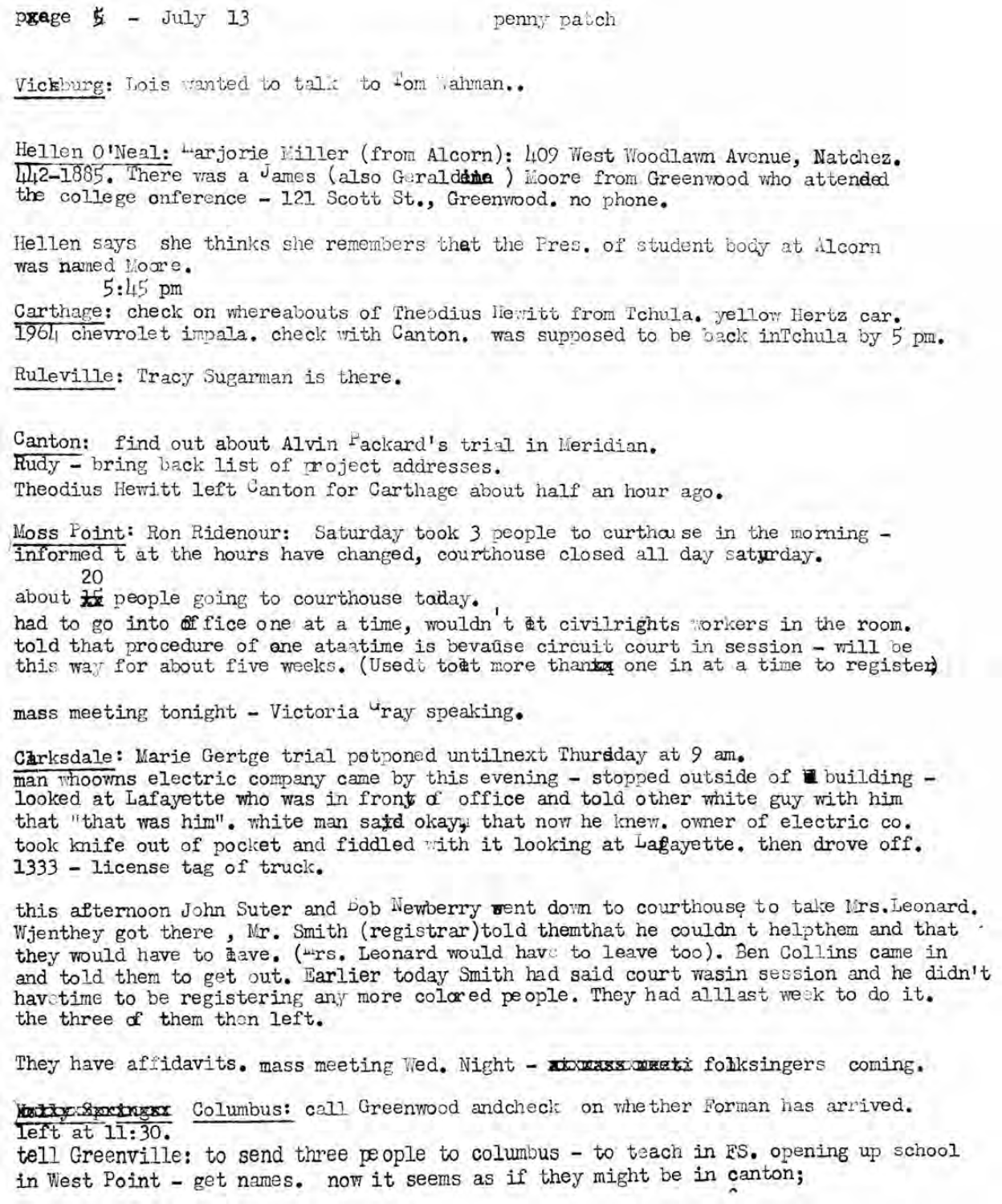page 5 - July 13 penny patch

Vicksburg: Lois wanted to talk to Tom Wahman..

Hellen O'Neal: Marjorie Miller (from Alcorn): 409 West Woodlawn Avenue, Natchez. 442-1885. There was a James (also Geraldine ) Moore from Greenwood who attended the college onference - 121 Scott St., Greenwood. no phone.

Hellen says she thinks she remembers that the Pres. of student body at Alcorn was named Moore.

5:45 pm

Carthage: check on whereabouts of Theodius Hewitt from Tchula. yellow Hertz car. 1964 chevrolet impala. check with Canton. was supposed to be back inTchula by 5 pm.

Ruleville: Tracy Sugarman is there.

Canton: find out about Alvin Packard's trial in Meridian.
Rudy - bring back list of project addresses.
Theodius Hewitt left Canton for Carthage about half an hour ago.

Moss Point: Ron Ridenour: Saturday took 3 people to curthouse in the morning - informed t at the hours have changed, courthouse closed all day satyrday.
about 20 people going to courthouse today.
had to go into office one at a time, wouldn't let civilrights workers in the room.
told that procedure of one ataatime is bevause circuit court in session - will be this way for about five weeks. (Usedt to let more than one in at a time to register)

mass meeting tonight - Victoria Gray speaking.

Clarksdale: Marie Gertge trial potponed untilnext Thursday at 9 am.
man whoowns electric company came by this evening - stopped outside of building - looked at Lafayette who was in front of office and told other white guy with him that "that was him". white man said okay, that now he knew. owner of electric co. took knife out of pocket and fiddled with it looking at Lafayette. then drove off. 1333 - license tag of truck.

this afternoon John Suter and Bob Newberry went down to courthouse to take Mrs.Leonard. Wjenthey got there , Mr. Smith (registrar)told themthat he couldn t helpthem and that they would have to leave. (Mrs. Leonard would have to leave too). Ben Collins came in and told them to get out. Earlier today Smith had said court wasin session and he didn't havetime to be registering any more colored people. They had alllast week to do it. the three of them then left.

They have affidavits. mass meeting Wed. Night - folksingers coming.

Columbus: call Greenwood andcheck on whether Forman has arrived.
left at 11:30.
tell Greenville: to send three people to columbus - to teach in FS. opening up school in West Point - get names. now it seems as if they might be in canton;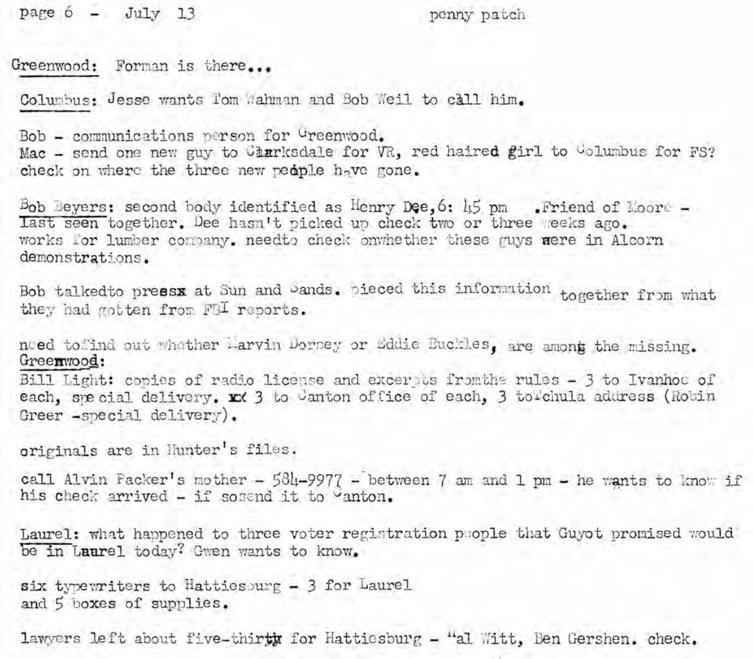Greenwood: Forman is there...

Columbus: Jesse wants Tom Wahman and Bob Weil to call him.

Bob - communications person for Greenwood.
Mac - send one new guy to Clarksdale for VR, red haired girl to Columbus for FS?
check on where the three new people have gone.

Bob Beyers: second body identified as Henry Dee, 6:45 pm . Friend of Moore - last seen together. Dee hasn't picked up check two or three weeks ago.
works for lumber company. needto check onwhether these guys were in Alcorn demonstrations.

Bob talkedto press at Sun and Sands. pieced this information together from what they had gotten from FBI reports.

need tofind out whether Marvin Dorsey or Eddie Buckles, are among the missing.
Greenwood:
Bill Light: copies of radio license and excerpts fromthe rules - 3 to Ivanhoe of each, special delivery. 3 to Canton office of each, 3 to Tchula address (Robin Greer -special delivery).

originals are in Hunter's files.

call Alvin Packer's mother - 584-9977 - between 7 am and 1 pm - he wants to know if his check arrived - if sosend it to Canton.

Laurel: what happened to three voter registration people that Guyot promised would be in Laurel today? Gwen wants to know.

six typewriters to Hattiesburg - 3 for Laurel
and 5 boxes of supplies.

lawyers left about five-thirty for Hattiesburg - Hal Witt, Ben Gershen. check.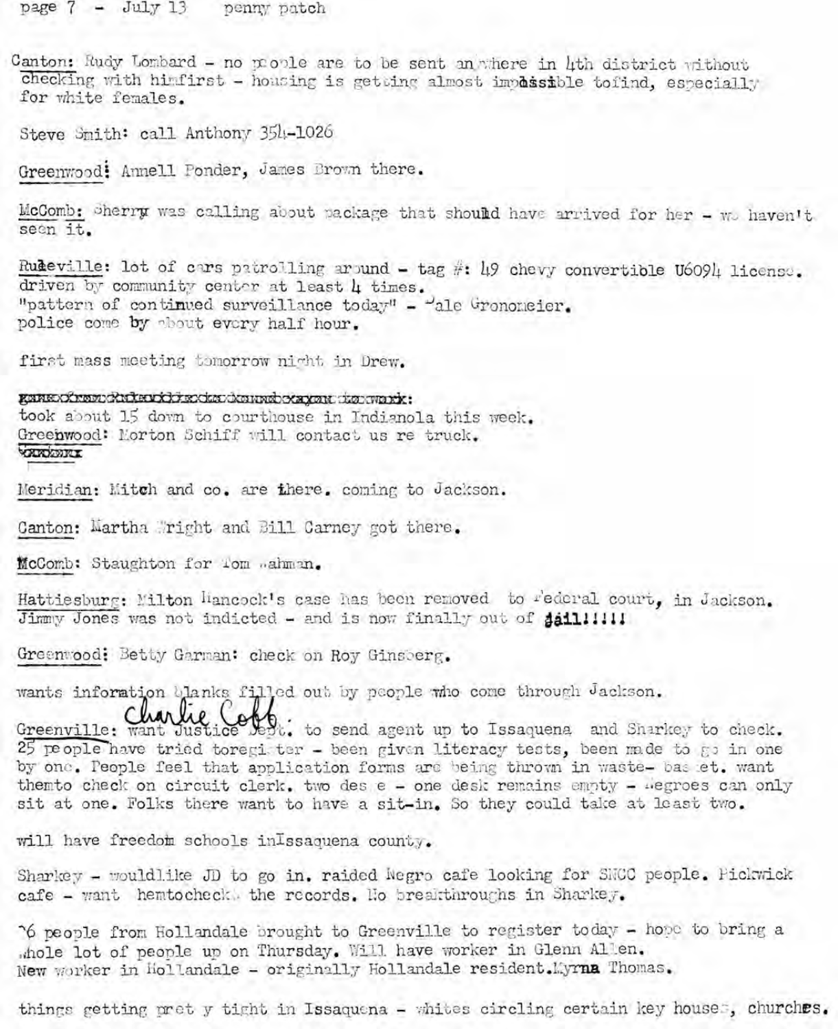page 7 - July 13 penny patch

Canton: Rudy Lombard - no people are to be sent anywhere in 4th district without checking with himfirst - housing is getting almost impossible tofind, especially for white females.

Steve Smith: call Anthony 354-1026

Greenwood: Annell Ponder, James Brown there.

McComb: Sherry was calling about package that should have arrived for her - we haven't seen it.

Ruleville: lot of cars patrolling around - tag #: 49 chevy convertible U6094 license. driven by community center at least 4 times.
"pattern of continued surveillance today" - Dale Gronomeier.
police come by about every half hour.

first mass meeting tomorrow night in Drew.

~~xxxxxxxxxxxxxxxxxxxxxxxxxxxxxx:~~
took about 15 down to courthouse in Indianola this week.
Greenwood: Morton Schiff will contact us re truck.
~~xxxxx~~

Meridian: Mitch and co. are there. coming to Jackson.

Canton: Martha Wright and Bill Carney got there.

McComb: Staughton for Tom Wahman.

Hattiesburg: Milton Hancock's case has been removed to Federal court, in Jackson.
Jimmy Jones was not indicted - and is now finally out of jail!!!!!

Greenwood: Betty Garman: check on Roy Ginsberg.

wants information blanks filled out by people who come through Jackson.

Greenville: want Justice Dept. to send agent up to Issaquena and Sharkey to check. (Charlie Cobb.) 25 people have tried toregister - been given literacy tests, been made to go in one by one. People feel that application forms are being thrown in waste- basket. want themto check on circuit clerk. two des e - one desk remains empty - Negroes can only sit at one. Folks there want to have a sit-in. So they could take at least two.

will have freedom schools inIssaquena county.

Sharkey - wouldlike JD to go in. raided Negro cafe looking for SNCC people. Pickwick cafe - want hemtocheck the records. No breakthroughs in Sharkey.

76 people from Hollandale brought to Greenville to register today - hope to bring a whole lot of people up on Thursday. Will have worker in Glenn Allen.
New worker in Hollandale - originally Hollandale resident. Myrna Thomas.

things getting pret y tight in Issaquena - whites circling certain key houses, churches.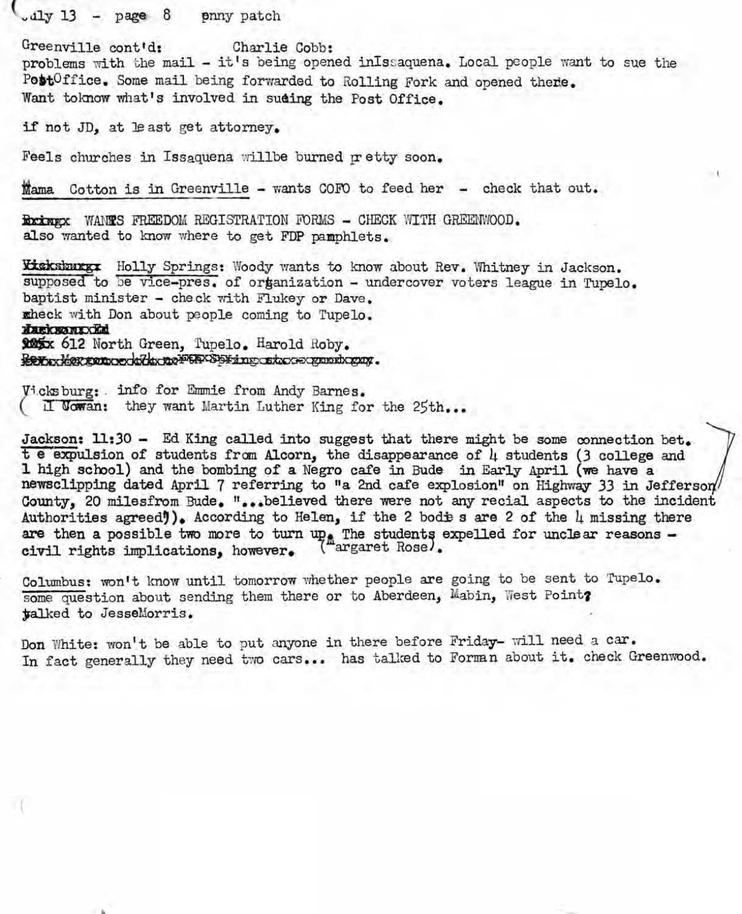Greenville cont'd: Charlie Cobb:
problems with the mail - it's being opened inIssaquena. Local people want to sue the PostOffice. Some mail being forwarded to Rolling Fork and opened there.
Want toknow what's involved in sueing the Post Office.

if not JD, at least get attorney.

Feels churches in Issaquena willbe burned pretty soon.

Mama Cotton is in Greenville - wants COFO to feed her - check that out.

~~Bximgx~~ WANTS FREEDOM REGISTRATION FORMS - CHECK WITH GREENWOOD.
also wanted to know where to get FDP pamphlets.

~~Vicksburgx~~ Holly Springs: Woody wants to know about Rev. Whitney in Jackson.
supposed to be vice-pres. of organization - undercover voters league in Tupelo.
baptist minister - check with Flukey or Dave.
check with Don about people coming to Tupelo.
~~Jacksonxxx~~
~~205x~~ 612 North Green, Tupelo. Harold Roby.
~~Rev. Morrxxxxxxxxxxxxxxxxxxxxxxxxxxxxx.~~

Vicksburg: info for Emmie from Andy Barnes.
( If Cowan: they want Martin Luther King for the 25th...

Jackson: 11:30 - Ed King called into suggest that there might be some connection bet. t e expulsion of students from Alcorn, the disappearance of 4 students (3 college and 1 high school) and the bombing of a Negro cafe in Bude in Early April (we have a newsclipping dated April 7 referring to "a 2nd cafe explosion" on Highway 33 in Jefferson County, 20 milesfrom Bude. "...believed there were not any recial aspects to the incident Authorities agreed")). According to Helen, if the 2 bodies are 2 of the 4 missing there are then a possible two more to turn up. The students expelled for unclear reasons - civil rights implications, however. (Margaret Rose).

Columbus: won't know until tomorrow whether people are going to be sent to Tupelo.
some question about sending them there or to Aberdeen, Mabin, West Point?
talked to JesseMorris.

Don White: won't be able to put anyone in there before Friday- will need a car.
In fact generally they need two cars... has talked to Forman about it. check Greenwood.